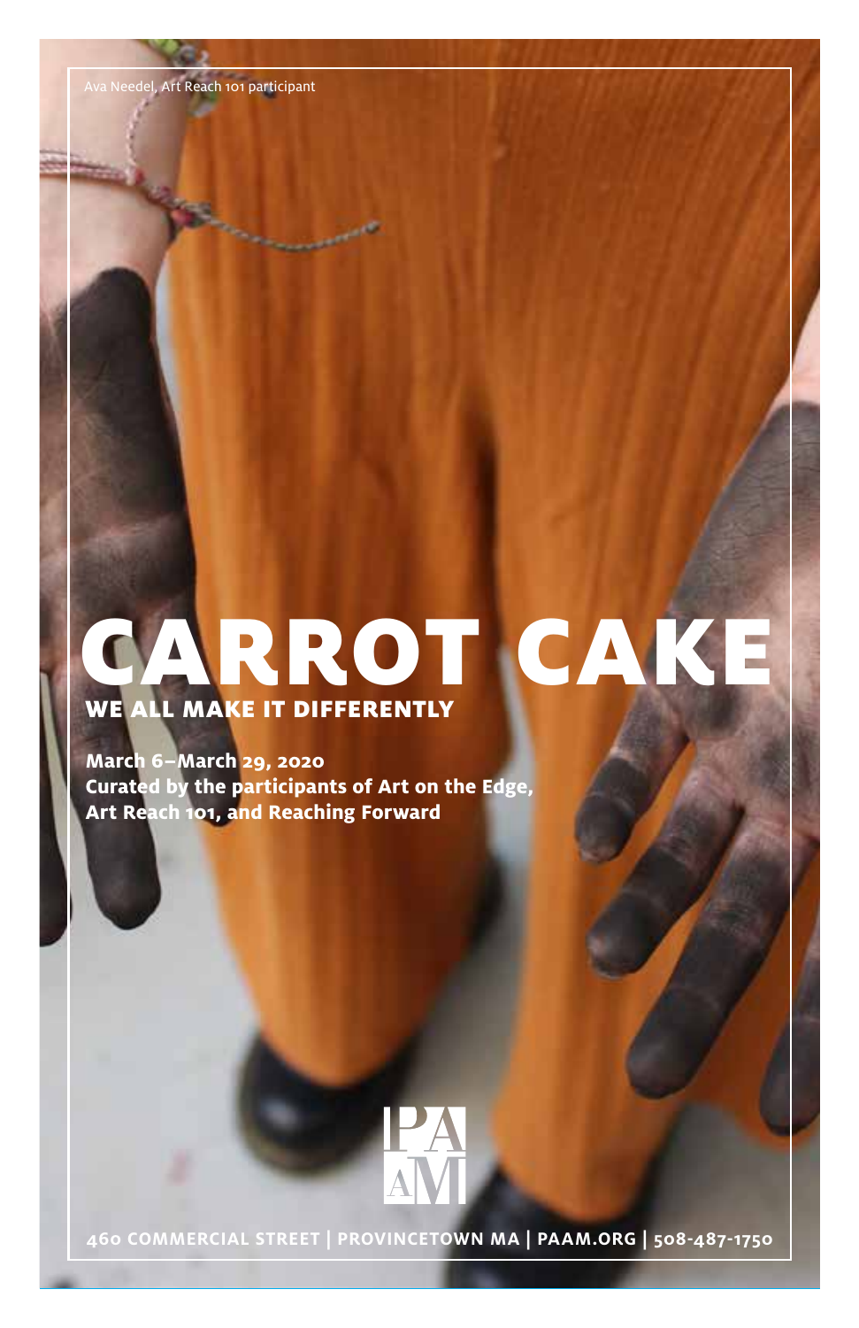Ava Needel, Art Reach 101 participant

# CARROT CAKE

## WE ALL MAKE IT DIFFERENTLY

**March 6–March 29, 2020**
**Curated by the participants of Art on the Edge, Art Reach 101, and Reaching Forward**

PAAM

**460 COMMERCIAL STREET | PROVINCETOWN MA | PAAM.ORG | 508-487-1750**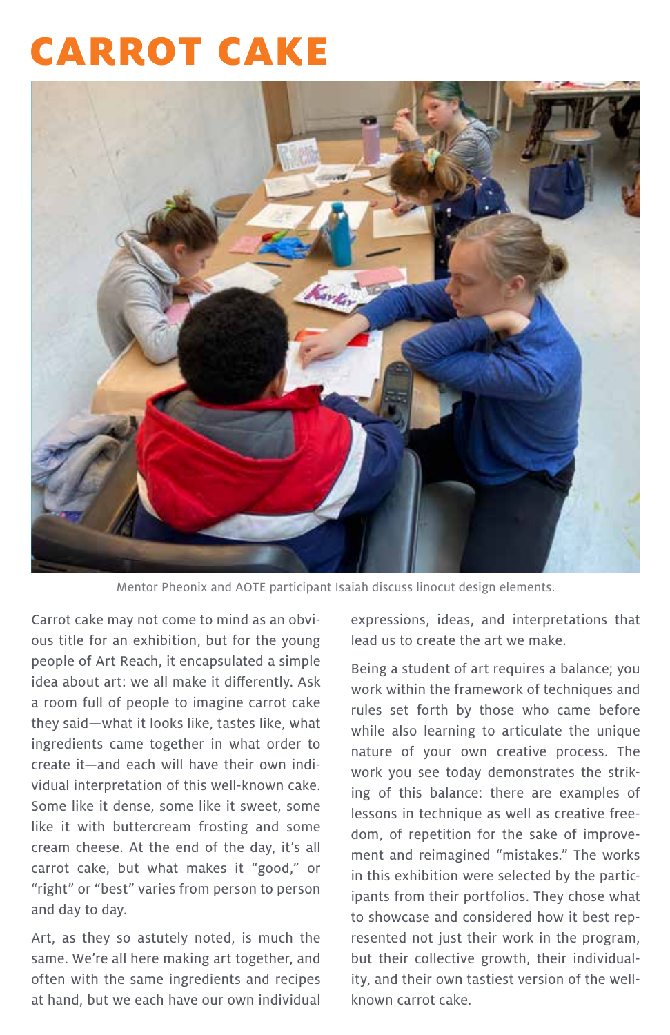# CARROT CAKE

Mentor Pheonix and AOTE participant Isaiah discuss linocut design elements.

Carrot cake may not come to mind as an obvious title for an exhibition, but for the young people of Art Reach, it encapsulated a simple idea about art: we all make it differently. Ask a room full of people to imagine carrot cake they said—what it looks like, tastes like, what ingredients came together in what order to create it—and each will have their own individual interpretation of this well-known cake. Some like it dense, some like it sweet, some like it with buttercream frosting and some cream cheese. At the end of the day, it's all carrot cake, but what makes it "good," or "right" or "best" varies from person to person and day to day.

Art, as they so astutely noted, is much the same. We're all here making art together, and often with the same ingredients and recipes at hand, but we each have our own individual expressions, ideas, and interpretations that lead us to create the art we make.

Being a student of art requires a balance; you work within the framework of techniques and rules set forth by those who came before while also learning to articulate the unique nature of your own creative process. The work you see today demonstrates the striking of this balance: there are examples of lessons in technique as well as creative freedom, of repetition for the sake of improvement and reimagined "mistakes." The works in this exhibition were selected by the participants from their portfolios. They chose what to showcase and considered how it best represented not just their work in the program, but their collective growth, their individuality, and their own tastiest version of the well-known carrot cake.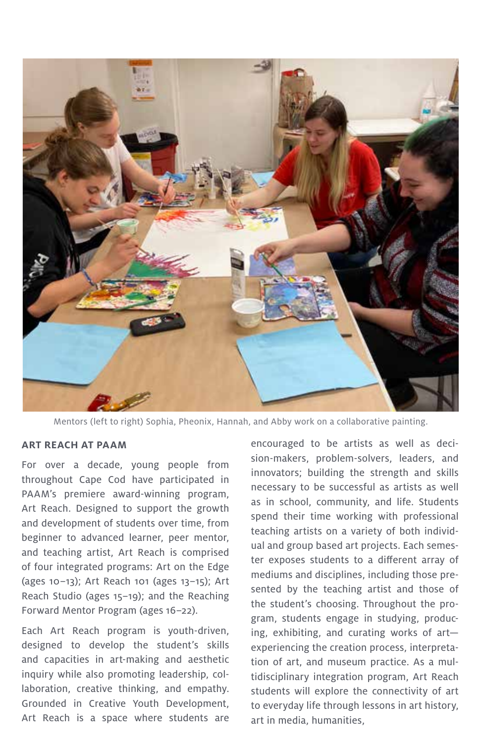Mentors (left to right) Sophia, Pheonix, Hannah, and Abby work on a collaborative painting.

## ART REACH AT PAAM

For over a decade, young people from throughout Cape Cod have participated in PAAM's premiere award-winning program, Art Reach. Designed to support the growth and development of students over time, from beginner to advanced learner, peer mentor, and teaching artist, Art Reach is comprised of four integrated programs: Art on the Edge (ages 10–13); Art Reach 101 (ages 13–15); Art Reach Studio (ages 15–19); and the Reaching Forward Mentor Program (ages 16–22).

Each Art Reach program is youth-driven, designed to develop the student's skills and capacities in art-making and aesthetic inquiry while also promoting leadership, collaboration, creative thinking, and empathy. Grounded in Creative Youth Development, Art Reach is a space where students are encouraged to be artists as well as decision-makers, problem-solvers, leaders, and innovators; building the strength and skills necessary to be successful as artists as well as in school, community, and life. Students spend their time working with professional teaching artists on a variety of both individual and group based art projects. Each semester exposes students to a different array of mediums and disciplines, including those presented by the teaching artist and those of the student's choosing. Throughout the program, students engage in studying, producing, exhibiting, and curating works of art—experiencing the creation process, interpretation of art, and museum practice. As a multidisciplinary integration program, Art Reach students will explore the connectivity of art to everyday life through lessons in art history, art in media, humanities,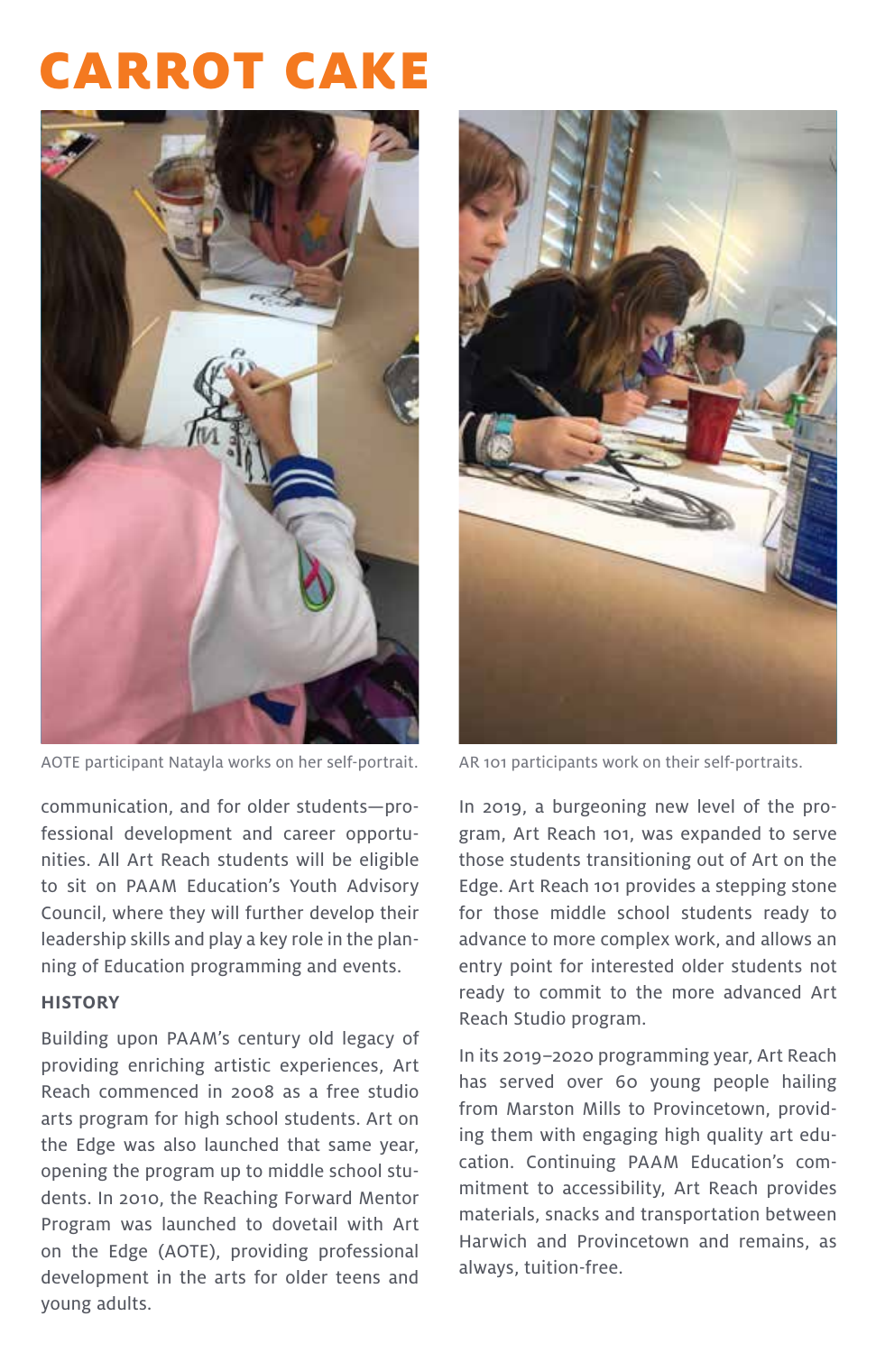# CARROT CAKE

AOTE participant Natayla works on her self-portrait.

AR 101 participants work on their self-portraits.

communication, and for older students—professional development and career opportunities. All Art Reach students will be eligible to sit on PAAM Education's Youth Advisory Council, where they will further develop their leadership skills and play a key role in the planning of Education programming and events.

### HISTORY

Building upon PAAM's century old legacy of providing enriching artistic experiences, Art Reach commenced in 2008 as a free studio arts program for high school students. Art on the Edge was also launched that same year, opening the program up to middle school students. In 2010, the Reaching Forward Mentor Program was launched to dovetail with Art on the Edge (AOTE), providing professional development in the arts for older teens and young adults.

In 2019, a burgeoning new level of the program, Art Reach 101, was expanded to serve those students transitioning out of Art on the Edge. Art Reach 101 provides a stepping stone for those middle school students ready to advance to more complex work, and allows an entry point for interested older students not ready to commit to the more advanced Art Reach Studio program.

In its 2019–2020 programming year, Art Reach has served over 60 young people hailing from Marston Mills to Provincetown, providing them with engaging high quality art education. Continuing PAAM Education's commitment to accessibility, Art Reach provides materials, snacks and transportation between Harwich and Provincetown and remains, as always, tuition-free.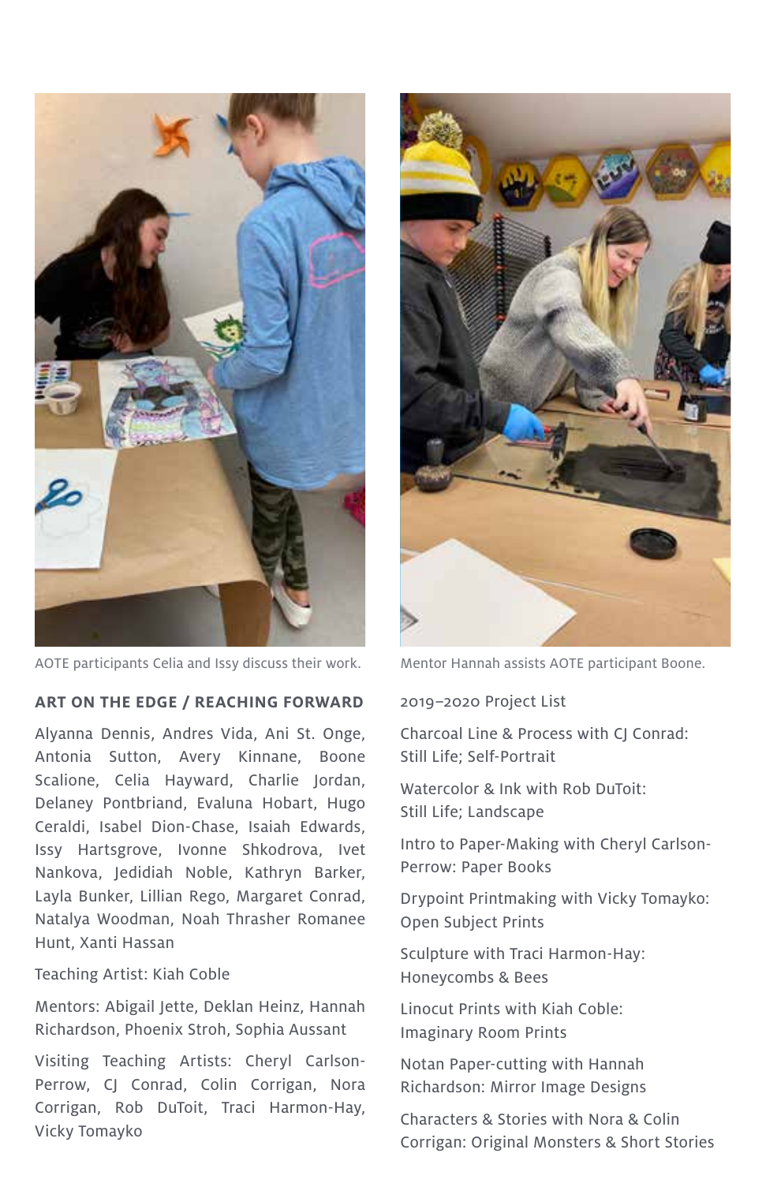AOTE participants Celia and Issy discuss their work.

Mentor Hannah assists AOTE participant Boone.

**ART ON THE EDGE / REACHING FORWARD**

Alyanna Dennis, Andres Vida, Ani St. Onge, Antonia Sutton, Avery Kinnane, Boone Scalione, Celia Hayward, Charlie Jordan, Delaney Pontbriand, Evaluna Hobart, Hugo Ceraldi, Isabel Dion-Chase, Isaiah Edwards, Issy Hartsgrove, Ivonne Shkodrova, Ivet Nankova, Jedidiah Noble, Kathryn Barker, Layla Bunker, Lillian Rego, Margaret Conrad, Natalya Woodman, Noah Thrasher Romanee Hunt, Xanti Hassan

Teaching Artist: Kiah Coble

Mentors: Abigail Jette, Deklan Heinz, Hannah Richardson, Phoenix Stroh, Sophia Aussant

Visiting Teaching Artists: Cheryl Carlson-Perrow, CJ Conrad, Colin Corrigan, Nora Corrigan, Rob DuToit, Traci Harmon-Hay, Vicky Tomayko

2019–2020 Project List

Charcoal Line & Process with CJ Conrad: Still Life; Self-Portrait

Watercolor & Ink with Rob DuToit: Still Life; Landscape

Intro to Paper-Making with Cheryl Carlson-Perrow: Paper Books

Drypoint Printmaking with Vicky Tomayko: Open Subject Prints

Sculpture with Traci Harmon-Hay: Honeycombs & Bees

Linocut Prints with Kiah Coble: Imaginary Room Prints

Notan Paper-cutting with Hannah Richardson: Mirror Image Designs

Characters & Stories with Nora & Colin Corrigan: Original Monsters & Short Stories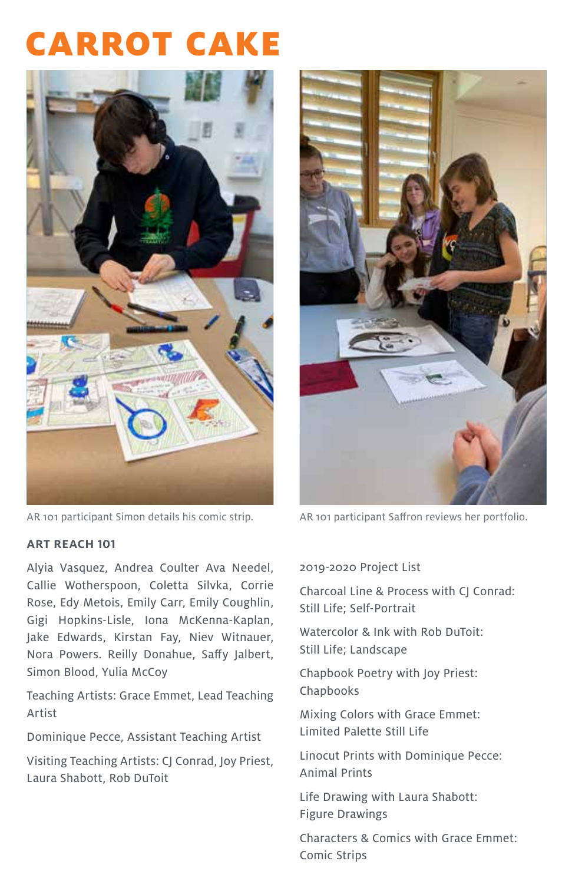# CARROT CAKE

AR 101 participant Simon details his comic strip.

AR 101 participant Saffron reviews her portfolio.

## ART REACH 101

Alyia Vasquez, Andrea Coulter Ava Needel, Callie Wotherspoon, Coletta Silvka, Corrie Rose, Edy Metois, Emily Carr, Emily Coughlin, Gigi Hopkins-Lisle, Iona McKenna-Kaplan, Jake Edwards, Kirstan Fay, Niev Witnauer, Nora Powers. Reilly Donahue, Saffy Jalbert, Simon Blood, Yulia McCoy

Teaching Artists: Grace Emmet, Lead Teaching Artist

Dominique Pecce, Assistant Teaching Artist

Visiting Teaching Artists: CJ Conrad, Joy Priest, Laura Shabott, Rob DuToit

2019-2020 Project List

Charcoal Line & Process with CJ Conrad: Still Life; Self-Portrait

Watercolor & Ink with Rob DuToit: Still Life; Landscape

Chapbook Poetry with Joy Priest: Chapbooks

Mixing Colors with Grace Emmet: Limited Palette Still Life

Linocut Prints with Dominique Pecce: Animal Prints

Life Drawing with Laura Shabott: Figure Drawings

Characters & Comics with Grace Emmet: Comic Strips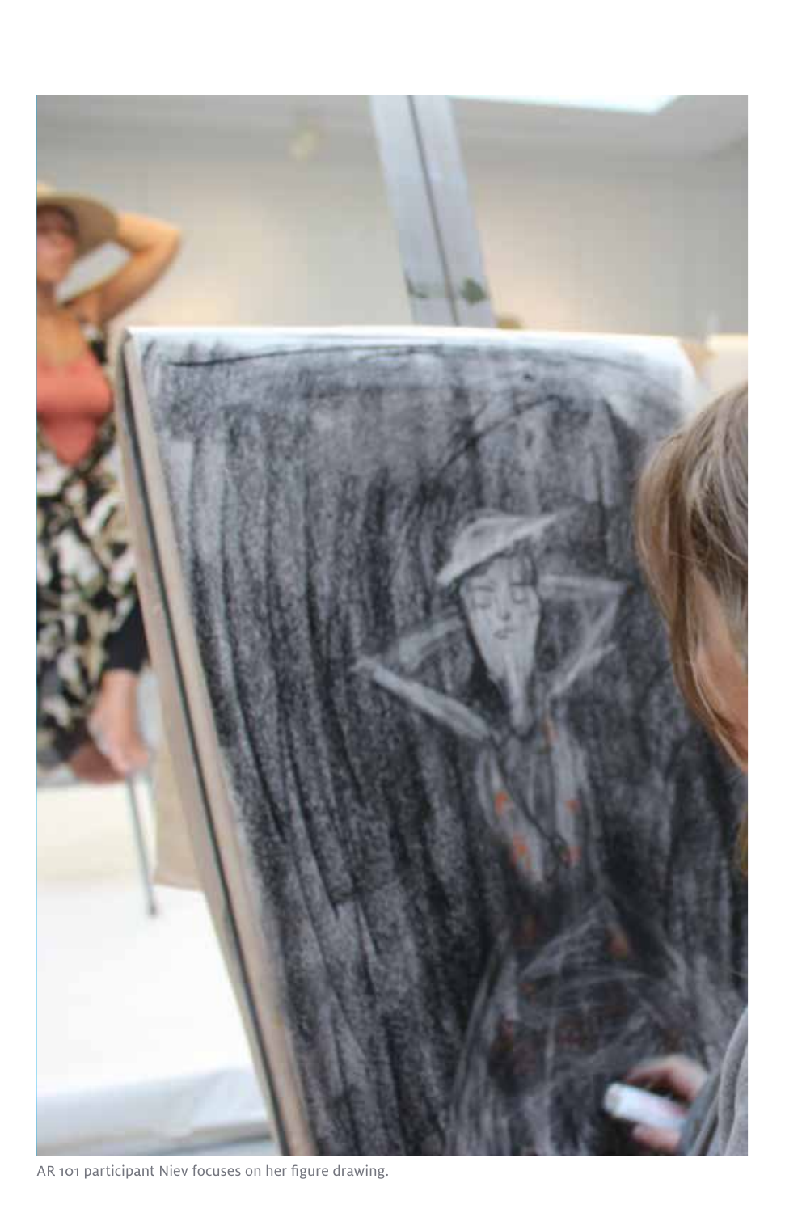AR 101 participant Niev focuses on her figure drawing.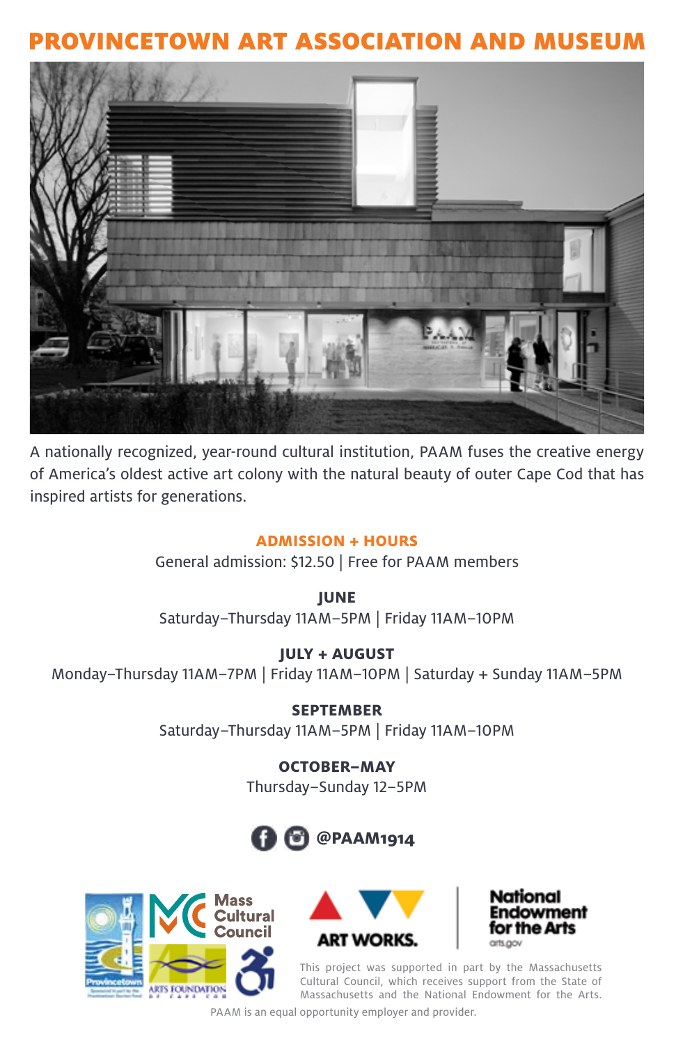# PROVINCETOWN ART ASSOCIATION AND MUSEUM

A nationally recognized, year-round cultural institution, PAAM fuses the creative energy of America's oldest active art colony with the natural beauty of outer Cape Cod that has inspired artists for generations.

## ADMISSION + HOURS

General admission: $12.50 | Free for PAAM members

**JUNE**
Saturday–Thursday 11AM–5PM | Friday 11AM–10PM

**JULY + AUGUST**
Monday–Thursday 11AM–7PM | Friday 11AM–10PM | Saturday + Sunday 11AM–5PM

**SEPTEMBER**
Saturday–Thursday 11AM–5PM | Friday 11AM–10PM

**OCTOBER–MAY**
Thursday–Sunday 12–5PM

**@PAAM1914**

Mass Cultural Council

ARTS FOUNDATION OF CAPE COD

ART WORKS.

National Endowment for the Arts
arts.gov

This project was supported in part by the Massachusetts Cultural Council, which receives support from the State of Massachusetts and the National Endowment for the Arts.

PAAM is an equal opportunity employer and provider.